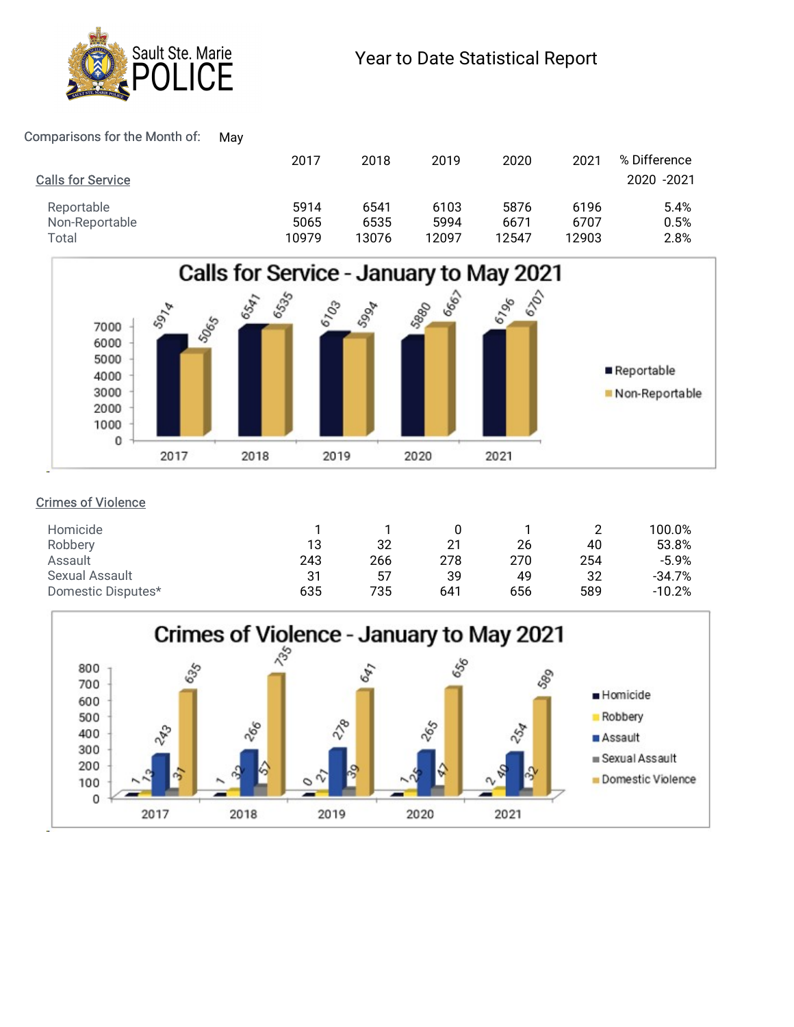# Sault Ste. Marie POLICE

## Year to Date Statistical Report

Comparisons for the Month of: May

| Calls for Service | 2017 | 2018 | 2019 | 2020 | 2021 | % Difference 2020 -2021 |
|---|---|---|---|---|---|---|
| Reportable | 5914 | 6541 | 6103 | 5876 | 6196 | 5.4% |
| Non-Reportable | 5065 | 6535 | 5994 | 6671 | 6707 | 0.5% |
| Total | 10979 | 13076 | 12097 | 12547 | 12903 | 2.8% |

**Calls for Service - January to May 2021**

| | 2017 | 2018 | 2019 | 2020 | 2021 |
|---|---|---|---|---|---|
| Reportable | 5914 | 6541 | 6103 | 5880 | 6196 |
| Non-Reportable | 5065 | 6535 | 5994 | 6667 | 6707 |

| Crimes of Violence | 2017 | 2018 | 2019 | 2020 | 2021 | % Difference 2020 -2021 |
|---|---|---|---|---|---|---|
| Homicide | 1 | 1 | 0 | 1 | 2 | 100.0% |
| Robbery | 13 | 32 | 21 | 26 | 40 | 53.8% |
| Assault | 243 | 266 | 278 | 270 | 254 | -5.9% |
| Sexual Assault | 31 | 57 | 39 | 49 | 32 | -34.7% |
| Domestic Disputes* | 635 | 735 | 641 | 656 | 589 | -10.2% |

**Crimes of Violence - January to May 2021**

| | 2017 | 2018 | 2019 | 2020 | 2021 |
|---|---|---|---|---|---|
| Homicide | 1 | 1 | 0 | 1 | 2 |
| Robbery | 13 | 32 | 21 | 25 | 40 |
| Assault | 243 | 266 | 278 | 265 | 254 |
| Sexual Assault | 31 | 57 | 39 | 47 | 32 |
| Domestic Violence | 635 | 735 | 641 | 656 | 589 |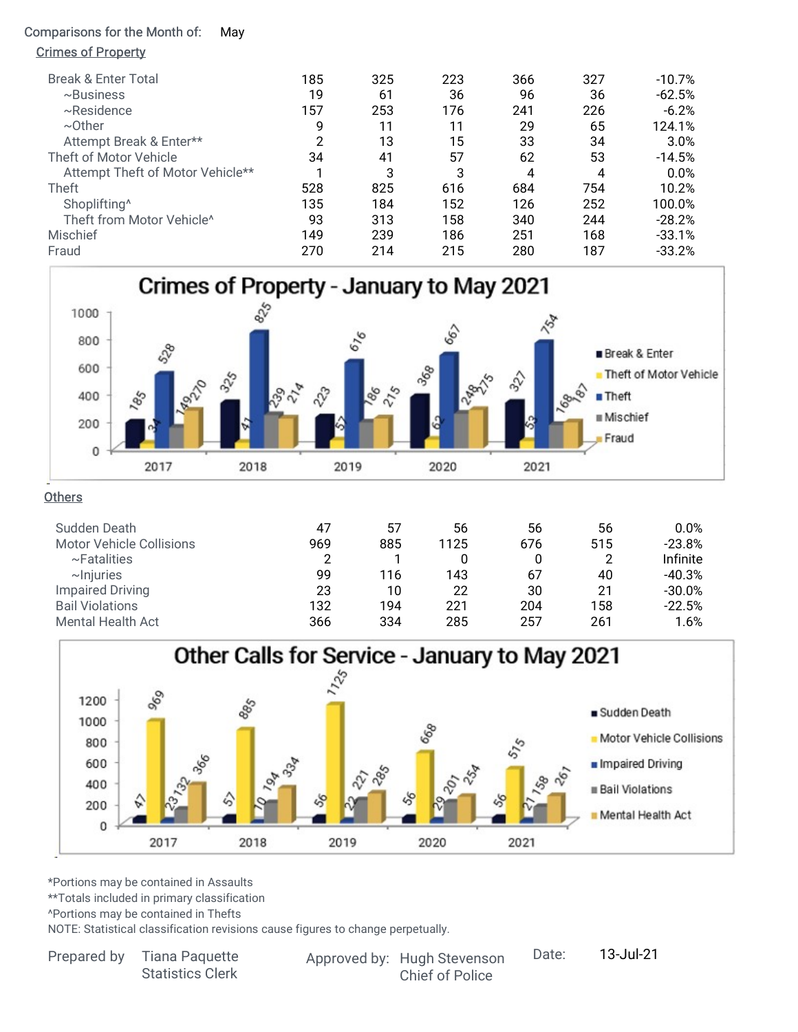Comparisons for the Month of: May

Crimes of Property

| | | | | | | |
|---|---|---|---|---|---|---|
| Break & Enter Total | 185 | 325 | 223 | 366 | 327 | -10.7% |
| ~Business | 19 | 61 | 36 | 96 | 36 | -62.5% |
| ~Residence | 157 | 253 | 176 | 241 | 226 | -6.2% |
| ~Other | 9 | 11 | 11 | 29 | 65 | 124.1% |
| Attempt Break & Enter** | 2 | 13 | 15 | 33 | 34 | 3.0% |
| Theft of Motor Vehicle | 34 | 41 | 57 | 62 | 53 | -14.5% |
| Attempt Theft of Motor Vehicle** | 1 | 3 | 3 | 4 | 4 | 0.0% |
| Theft | 528 | 825 | 616 | 684 | 754 | 10.2% |
| Shoplifting^ | 135 | 184 | 152 | 126 | 252 | 100.0% |
| Theft from Motor Vehicle^ | 93 | 313 | 158 | 340 | 244 | -28.2% |
| Mischief | 149 | 239 | 186 | 251 | 168 | -33.1% |
| Fraud | 270 | 214 | 215 | 280 | 187 | -33.2% |

Crimes of Property - January to May 2021

1000
800
600
400
200
0

185 34 528 149 270
325 41 825 239 214
223 57 616 186 215
368 62 667 248 275
327 53 754 168 187

2017 2018 2019 2020 2021

Break & Enter
Theft of Motor Vehicle
Theft
Mischief
Fraud

Others

| | | | | | | |
|---|---|---|---|---|---|---|
| Sudden Death | 47 | 57 | 56 | 56 | 56 | 0.0% |
| Motor Vehicle Collisions | 969 | 885 | 1125 | 676 | 515 | -23.8% |
| ~Fatalities | 2 | 1 | 0 | 0 | 2 | Infinite |
| ~Injuries | 99 | 116 | 143 | 67 | 40 | -40.3% |
| Impaired Driving | 23 | 10 | 22 | 30 | 21 | -30.0% |
| Bail Violations | 132 | 194 | 221 | 204 | 158 | -22.5% |
| Mental Health Act | 366 | 334 | 285 | 257 | 261 | 1.6% |

Other Calls for Service - January to May 2021

1200
1000
800
600
400
200
0

47 969 23 132 366
57 885 10 194 334
56 1125 22 221 285
56 668 29 201 254
56 515 21 158 261

2017 2018 2019 2020 2021

Sudden Death
Motor Vehicle Collisions
Impaired Driving
Bail Violations
Mental Health Act

*Portions may be contained in Assaults
**Totals included in primary classification
^Portions may be contained in Thefts
NOTE: Statistical classification revisions cause figures to change perpetually.

Prepared by Tiana Paquette
Statistics Clerk

Approved by: Hugh Stevenson
Chief of Police

Date: 13-Jul-21